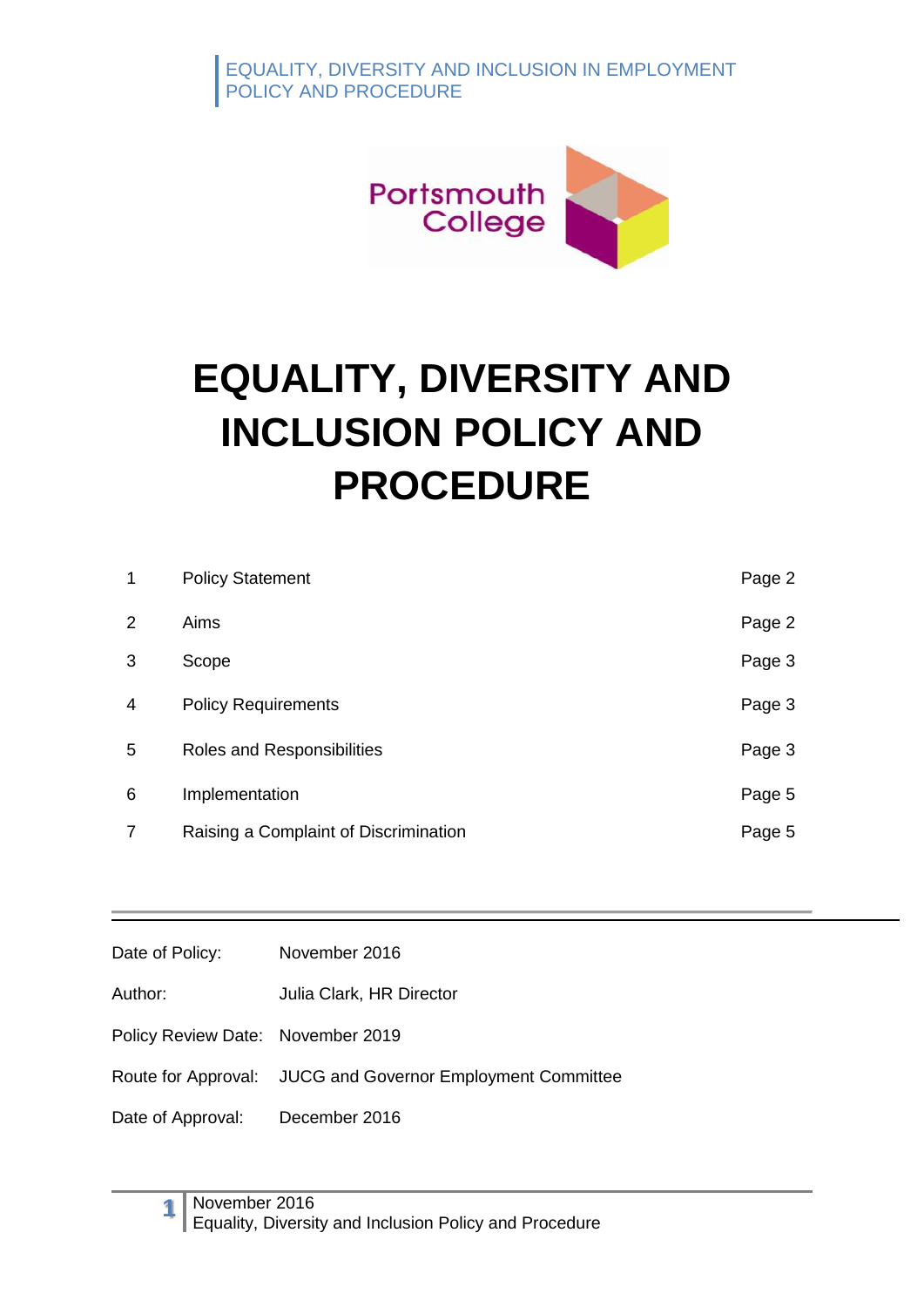# EQUALITY, DIVERSITY AND INCLUSION POLICY AND PROCEDURE

| | | |
|---|---|---|
| 1 | Policy Statement | Page 2 |
| 2 | Aims | Page 2 |
| 3 | Scope | Page 3 |
| 4 | Policy Requirements | Page 3 |
| 5 | Roles and Responsibilities | Page 3 |
| 6 | Implementation | Page 5 |
| 7 | Raising a Complaint of Discrimination | Page 5 |

---

| | |
|---|---|
| Date of Policy: | November 2016 |
| Author: | Julia Clark, HR Director |
| Policy Review Date: | November 2019 |
| Route for Approval: | JUCG and Governor Employment Committee |
| Date of Approval: | December 2016 |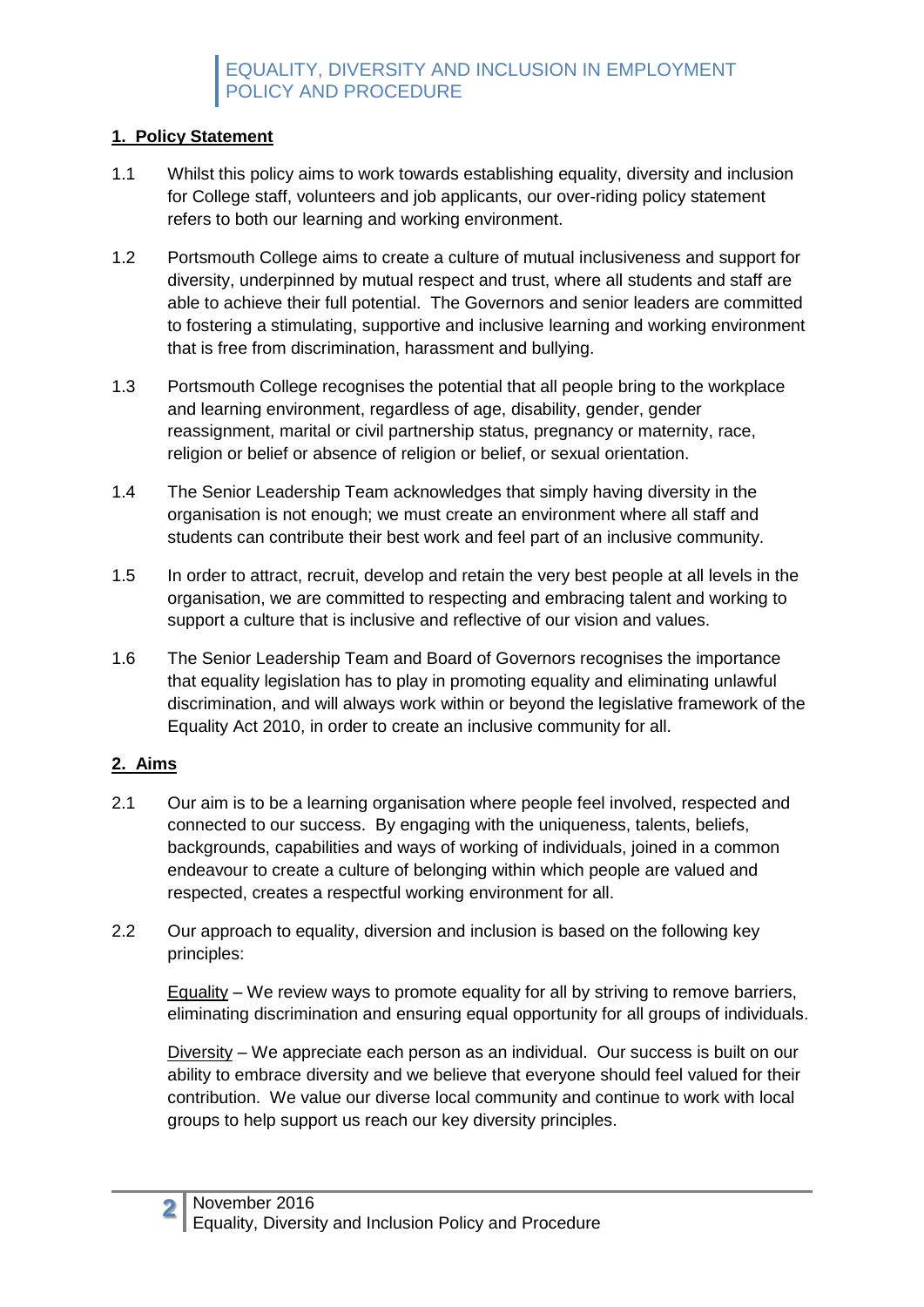# EQUALITY, DIVERSITY AND INCLUSION IN EMPLOYMENT POLICY AND PROCEDURE

## 1. Policy Statement

1.1 Whilst this policy aims to work towards establishing equality, diversity and inclusion for College staff, volunteers and job applicants, our over-riding policy statement refers to both our learning and working environment.

1.2 Portsmouth College aims to create a culture of mutual inclusiveness and support for diversity, underpinned by mutual respect and trust, where all students and staff are able to achieve their full potential. The Governors and senior leaders are committed to fostering a stimulating, supportive and inclusive learning and working environment that is free from discrimination, harassment and bullying.

1.3 Portsmouth College recognises the potential that all people bring to the workplace and learning environment, regardless of age, disability, gender, gender reassignment, marital or civil partnership status, pregnancy or maternity, race, religion or belief or absence of religion or belief, or sexual orientation.

1.4 The Senior Leadership Team acknowledges that simply having diversity in the organisation is not enough; we must create an environment where all staff and students can contribute their best work and feel part of an inclusive community.

1.5 In order to attract, recruit, develop and retain the very best people at all levels in the organisation, we are committed to respecting and embracing talent and working to support a culture that is inclusive and reflective of our vision and values.

1.6 The Senior Leadership Team and Board of Governors recognises the importance that equality legislation has to play in promoting equality and eliminating unlawful discrimination, and will always work within or beyond the legislative framework of the Equality Act 2010, in order to create an inclusive community for all.

## 2. Aims

2.1 Our aim is to be a learning organisation where people feel involved, respected and connected to our success. By engaging with the uniqueness, talents, beliefs, backgrounds, capabilities and ways of working of individuals, joined in a common endeavour to create a culture of belonging within which people are valued and respected, creates a respectful working environment for all.

2.2 Our approach to equality, diversion and inclusion is based on the following key principles:

Equality – We review ways to promote equality for all by striving to remove barriers, eliminating discrimination and ensuring equal opportunity for all groups of individuals.

Diversity – We appreciate each person as an individual. Our success is built on our ability to embrace diversity and we believe that everyone should feel valued for their contribution. We value our diverse local community and continue to work with local groups to help support us reach our key diversity principles.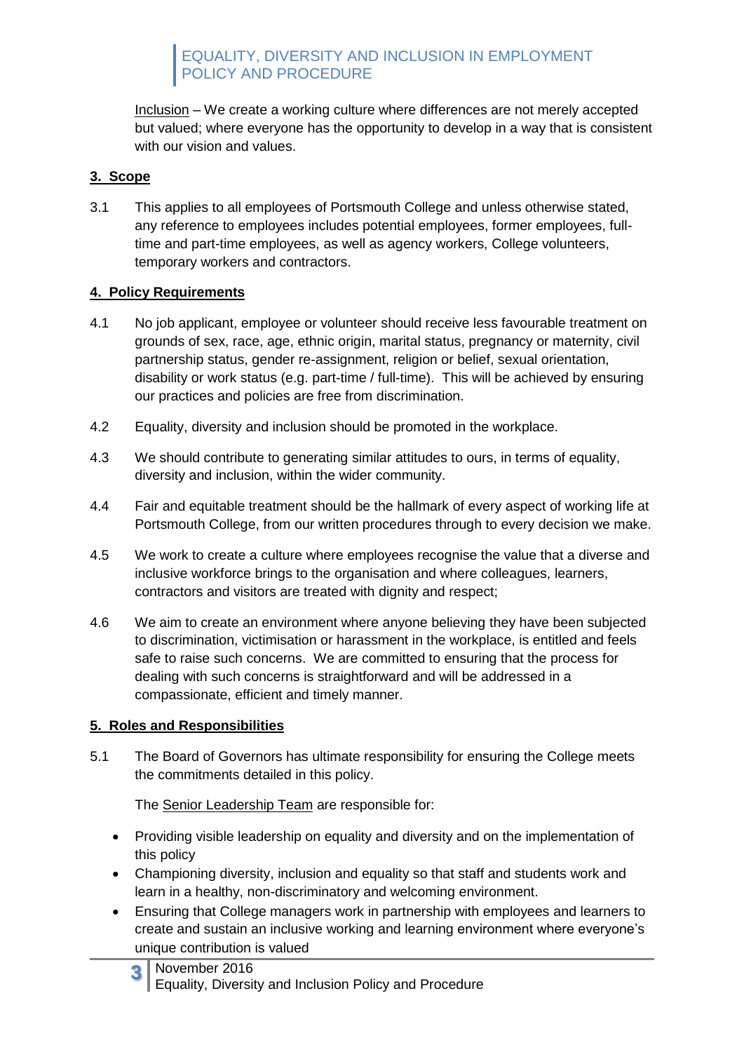Inclusion – We create a working culture where differences are not merely accepted but valued; where everyone has the opportunity to develop in a way that is consistent with our vision and values.

## 3. Scope

3.1 This applies to all employees of Portsmouth College and unless otherwise stated, any reference to employees includes potential employees, former employees, full-time and part-time employees, as well as agency workers, College volunteers, temporary workers and contractors.

## 4. Policy Requirements

4.1 No job applicant, employee or volunteer should receive less favourable treatment on grounds of sex, race, age, ethnic origin, marital status, pregnancy or maternity, civil partnership status, gender re-assignment, religion or belief, sexual orientation, disability or work status (e.g. part-time / full-time). This will be achieved by ensuring our practices and policies are free from discrimination.

4.2 Equality, diversity and inclusion should be promoted in the workplace.

4.3 We should contribute to generating similar attitudes to ours, in terms of equality, diversity and inclusion, within the wider community.

4.4 Fair and equitable treatment should be the hallmark of every aspect of working life at Portsmouth College, from our written procedures through to every decision we make.

4.5 We work to create a culture where employees recognise the value that a diverse and inclusive workforce brings to the organisation and where colleagues, learners, contractors and visitors are treated with dignity and respect;

4.6 We aim to create an environment where anyone believing they have been subjected to discrimination, victimisation or harassment in the workplace, is entitled and feels safe to raise such concerns. We are committed to ensuring that the process for dealing with such concerns is straightforward and will be addressed in a compassionate, efficient and timely manner.

## 5. Roles and Responsibilities

5.1 The Board of Governors has ultimate responsibility for ensuring the College meets the commitments detailed in this policy.

The Senior Leadership Team are responsible for:

- Providing visible leadership on equality and diversity and on the implementation of this policy
- Championing diversity, inclusion and equality so that staff and students work and learn in a healthy, non-discriminatory and welcoming environment.
- Ensuring that College managers work in partnership with employees and learners to create and sustain an inclusive working and learning environment where everyone's unique contribution is valued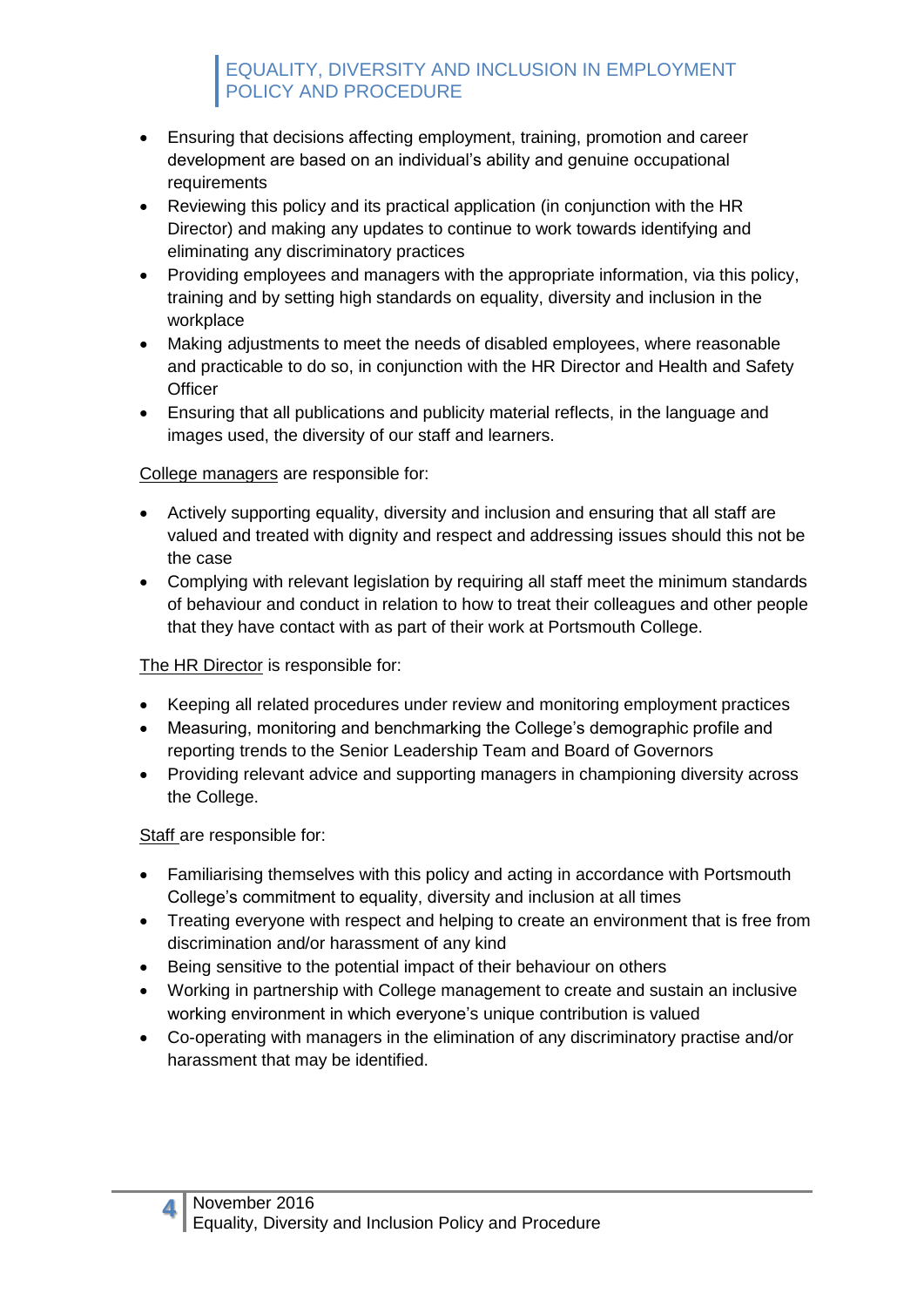- Ensuring that decisions affecting employment, training, promotion and career development are based on an individual's ability and genuine occupational requirements
- Reviewing this policy and its practical application (in conjunction with the HR Director) and making any updates to continue to work towards identifying and eliminating any discriminatory practices
- Providing employees and managers with the appropriate information, via this policy, training and by setting high standards on equality, diversity and inclusion in the workplace
- Making adjustments to meet the needs of disabled employees, where reasonable and practicable to do so, in conjunction with the HR Director and Health and Safety Officer
- Ensuring that all publications and publicity material reflects, in the language and images used, the diversity of our staff and learners.

<u>College managers</u> are responsible for:

- Actively supporting equality, diversity and inclusion and ensuring that all staff are valued and treated with dignity and respect and addressing issues should this not be the case
- Complying with relevant legislation by requiring all staff meet the minimum standards of behaviour and conduct in relation to how to treat their colleagues and other people that they have contact with as part of their work at Portsmouth College.

<u>The HR Director</u> is responsible for:

- Keeping all related procedures under review and monitoring employment practices
- Measuring, monitoring and benchmarking the College's demographic profile and reporting trends to the Senior Leadership Team and Board of Governors
- Providing relevant advice and supporting managers in championing diversity across the College.

<u>Staff</u> are responsible for:

- Familiarising themselves with this policy and acting in accordance with Portsmouth College's commitment to equality, diversity and inclusion at all times
- Treating everyone with respect and helping to create an environment that is free from discrimination and/or harassment of any kind
- Being sensitive to the potential impact of their behaviour on others
- Working in partnership with College management to create and sustain an inclusive working environment in which everyone's unique contribution is valued
- Co-operating with managers in the elimination of any discriminatory practise and/or harassment that may be identified.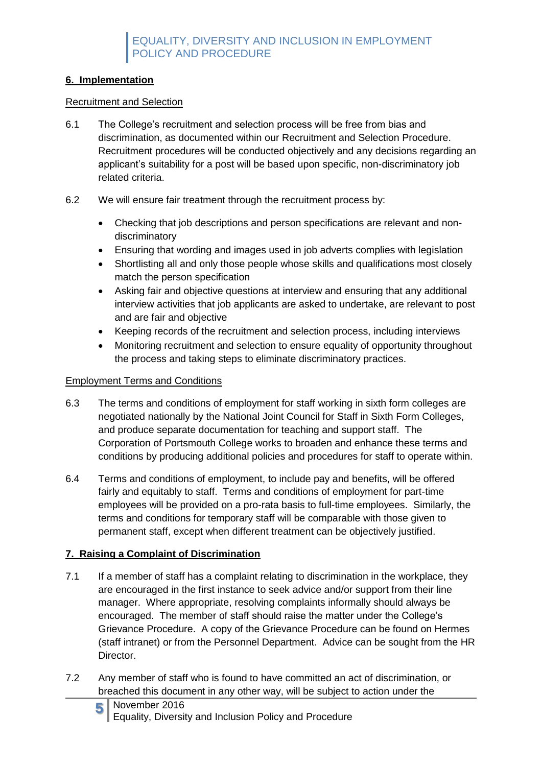## 6. Implementation

Recruitment and Selection

6.1 The College's recruitment and selection process will be free from bias and discrimination, as documented within our Recruitment and Selection Procedure. Recruitment procedures will be conducted objectively and any decisions regarding an applicant's suitability for a post will be based upon specific, non-discriminatory job related criteria.

6.2 We will ensure fair treatment through the recruitment process by:

- Checking that job descriptions and person specifications are relevant and non-discriminatory
- Ensuring that wording and images used in job adverts complies with legislation
- Shortlisting all and only those people whose skills and qualifications most closely match the person specification
- Asking fair and objective questions at interview and ensuring that any additional interview activities that job applicants are asked to undertake, are relevant to post and are fair and objective
- Keeping records of the recruitment and selection process, including interviews
- Monitoring recruitment and selection to ensure equality of opportunity throughout the process and taking steps to eliminate discriminatory practices.

Employment Terms and Conditions

6.3 The terms and conditions of employment for staff working in sixth form colleges are negotiated nationally by the National Joint Council for Staff in Sixth Form Colleges, and produce separate documentation for teaching and support staff. The Corporation of Portsmouth College works to broaden and enhance these terms and conditions by producing additional policies and procedures for staff to operate within.

6.4 Terms and conditions of employment, to include pay and benefits, will be offered fairly and equitably to staff. Terms and conditions of employment for part-time employees will be provided on a pro-rata basis to full-time employees. Similarly, the terms and conditions for temporary staff will be comparable with those given to permanent staff, except when different treatment can be objectively justified.

## 7. Raising a Complaint of Discrimination

7.1 If a member of staff has a complaint relating to discrimination in the workplace, they are encouraged in the first instance to seek advice and/or support from their line manager. Where appropriate, resolving complaints informally should always be encouraged. The member of staff should raise the matter under the College's Grievance Procedure. A copy of the Grievance Procedure can be found on Hermes (staff intranet) or from the Personnel Department. Advice can be sought from the HR Director.

7.2 Any member of staff who is found to have committed an act of discrimination, or breached this document in any other way, will be subject to action under the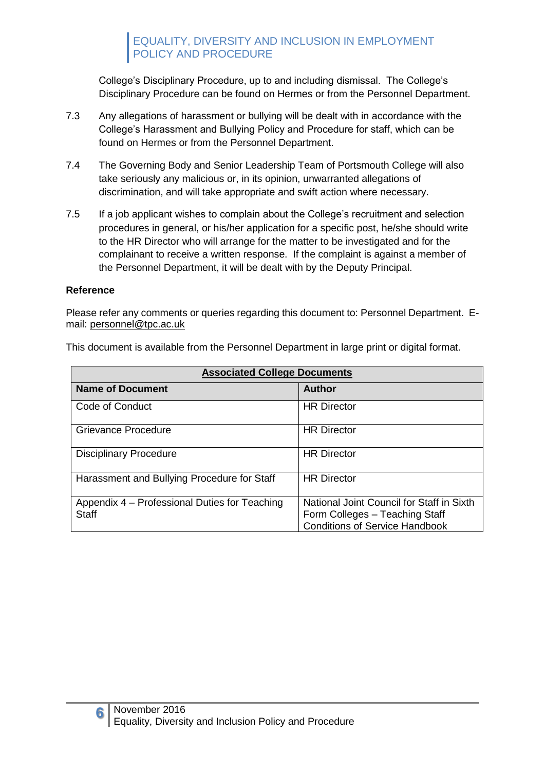College's Disciplinary Procedure, up to and including dismissal. The College's Disciplinary Procedure can be found on Hermes or from the Personnel Department.

7.3 Any allegations of harassment or bullying will be dealt with in accordance with the College's Harassment and Bullying Policy and Procedure for staff, which can be found on Hermes or from the Personnel Department.

7.4 The Governing Body and Senior Leadership Team of Portsmouth College will also take seriously any malicious or, in its opinion, unwarranted allegations of discrimination, and will take appropriate and swift action where necessary.

7.5 If a job applicant wishes to complain about the College's recruitment and selection procedures in general, or his/her application for a specific post, he/she should write to the HR Director who will arrange for the matter to be investigated and for the complainant to receive a written response. If the complaint is against a member of the Personnel Department, it will be dealt with by the Deputy Principal.

**Reference**

Please refer any comments or queries regarding this document to: Personnel Department. E-mail: personnel@tpc.ac.uk

This document is available from the Personnel Department in large print or digital format.

| **Associated College Documents** | |
|---|---|
| **Name of Document** | **Author** |
| Code of Conduct | HR Director |
| Grievance Procedure | HR Director |
| Disciplinary Procedure | HR Director |
| Harassment and Bullying Procedure for Staff | HR Director |
| Appendix 4 – Professional Duties for Teaching Staff | National Joint Council for Staff in Sixth Form Colleges – Teaching Staff Conditions of Service Handbook |